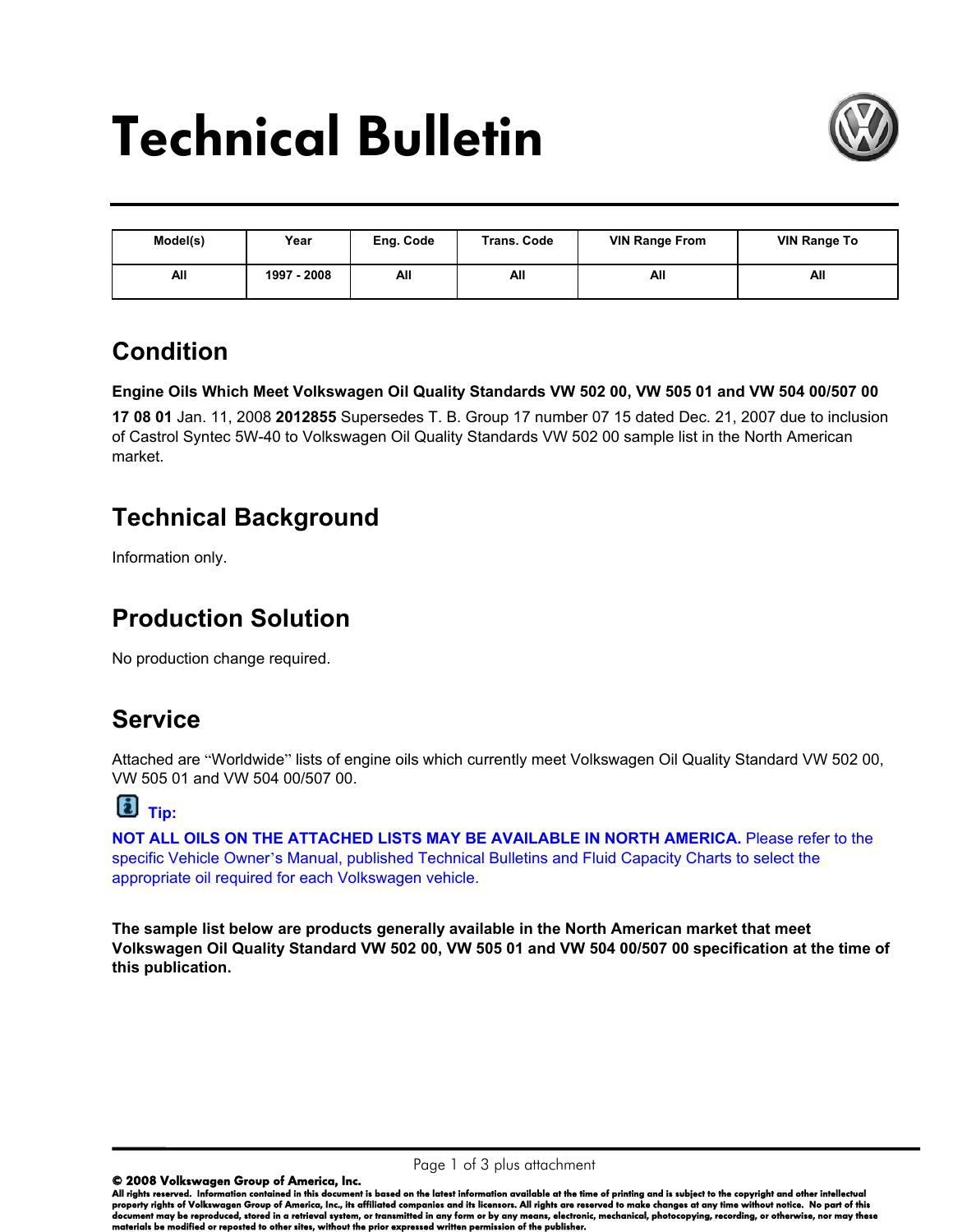# Technical Bulletin

| Model(s) | Year | Eng. Code | Trans. Code | VIN Range From | VIN Range To |
|---|---|---|---|---|---|
| All | 1997 - 2008 | All | All | All | All |

## Condition

**Engine Oils Which Meet Volkswagen Oil Quality Standards VW 502 00, VW 505 01 and VW 504 00/507 00**

**17 08 01** Jan. 11, 2008 **2012855** Supersedes T. B. Group 17 number 07 15 dated Dec. 21, 2007 due to inclusion of Castrol Syntec 5W-40 to Volkswagen Oil Quality Standards VW 502 00 sample list in the North American market.

## Technical Background

Information only.

## Production Solution

No production change required.

## Service

Attached are "Worldwide" lists of engine oils which currently meet Volkswagen Oil Quality Standard VW 502 00, VW 505 01 and VW 504 00/507 00.

**Tip:**

**NOT ALL OILS ON THE ATTACHED LISTS MAY BE AVAILABLE IN NORTH AMERICA.** Please refer to the specific Vehicle Owner's Manual, published Technical Bulletins and Fluid Capacity Charts to select the appropriate oil required for each Volkswagen vehicle.

**The sample list below are products generally available in the North American market that meet Volkswagen Oil Quality Standard VW 502 00, VW 505 01 and VW 504 00/507 00 specification at the time of this publication.**

**© 2008 Volkswagen Group of America, Inc.**

**All rights reserved. Information contained in this document is based on the latest information available at the time of printing and is subject to the copyright and other intellectual property rights of Volkswagen Group of America, Inc., its affiliated companies and its licensors. All rights are reserved to make changes at any time without notice. No part of this document may be reproduced, stored in a retrieval system, or transmitted in any form or by any means, electronic, mechanical, photocopying, recording, or otherwise, nor may these materials be modified or reposted to other sites, without the prior expressed written permission of the publisher.**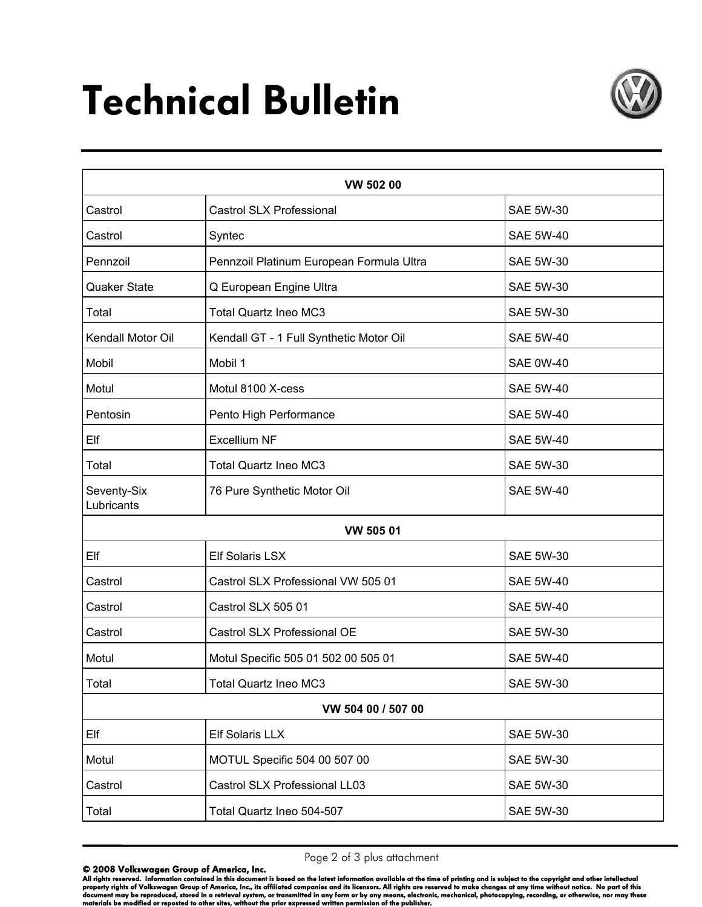# Technical Bulletin

| VW 502 00 | | |
|---|---|---|
| Castrol | Castrol SLX Professional | SAE 5W-30 |
| Castrol | Syntec | SAE 5W-40 |
| Pennzoil | Pennzoil Platinum European Formula Ultra | SAE 5W-30 |
| Quaker State | Q European Engine Ultra | SAE 5W-30 |
| Total | Total Quartz Ineo MC3 | SAE 5W-30 |
| Kendall Motor Oil | Kendall GT - 1 Full Synthetic Motor Oil | SAE 5W-40 |
| Mobil | Mobil 1 | SAE 0W-40 |
| Motul | Motul 8100 X-cess | SAE 5W-40 |
| Pentosin | Pento High Performance | SAE 5W-40 |
| Elf | Excellium NF | SAE 5W-40 |
| Total | Total Quartz Ineo MC3 | SAE 5W-30 |
| Seventy-Six Lubricants | 76 Pure Synthetic Motor Oil | SAE 5W-40 |
| **VW 505 01** | | |
| Elf | Elf Solaris LSX | SAE 5W-30 |
| Castrol | Castrol SLX Professional VW 505 01 | SAE 5W-40 |
| Castrol | Castrol SLX 505 01 | SAE 5W-40 |
| Castrol | Castrol SLX Professional OE | SAE 5W-30 |
| Motul | Motul Specific 505 01 502 00 505 01 | SAE 5W-40 |
| Total | Total Quartz Ineo MC3 | SAE 5W-30 |
| **VW 504 00 / 507 00** | | |
| Elf | Elf Solaris LLX | SAE 5W-30 |
| Motul | MOTUL Specific 504 00 507 00 | SAE 5W-30 |
| Castrol | Castrol SLX Professional LL03 | SAE 5W-30 |
| Total | Total Quartz Ineo 504-507 | SAE 5W-30 |

**© 2008 Volkswagen Group of America, Inc.**
**All rights reserved. Information contained in this document is based on the latest information available at the time of printing and is subject to the copyright and other intellectual property rights of Volkswagen Group of America, Inc., its affiliated companies and its licensors. All rights are reserved to make changes at any time without notice. No part of this document may be reproduced, stored in a retrieval system, or transmitted in any form or by any means, electronic, mechanical, photocopying, recording, or otherwise, nor may these materials be modified or reposted to other sites, without the prior expressed written permission of the publisher.**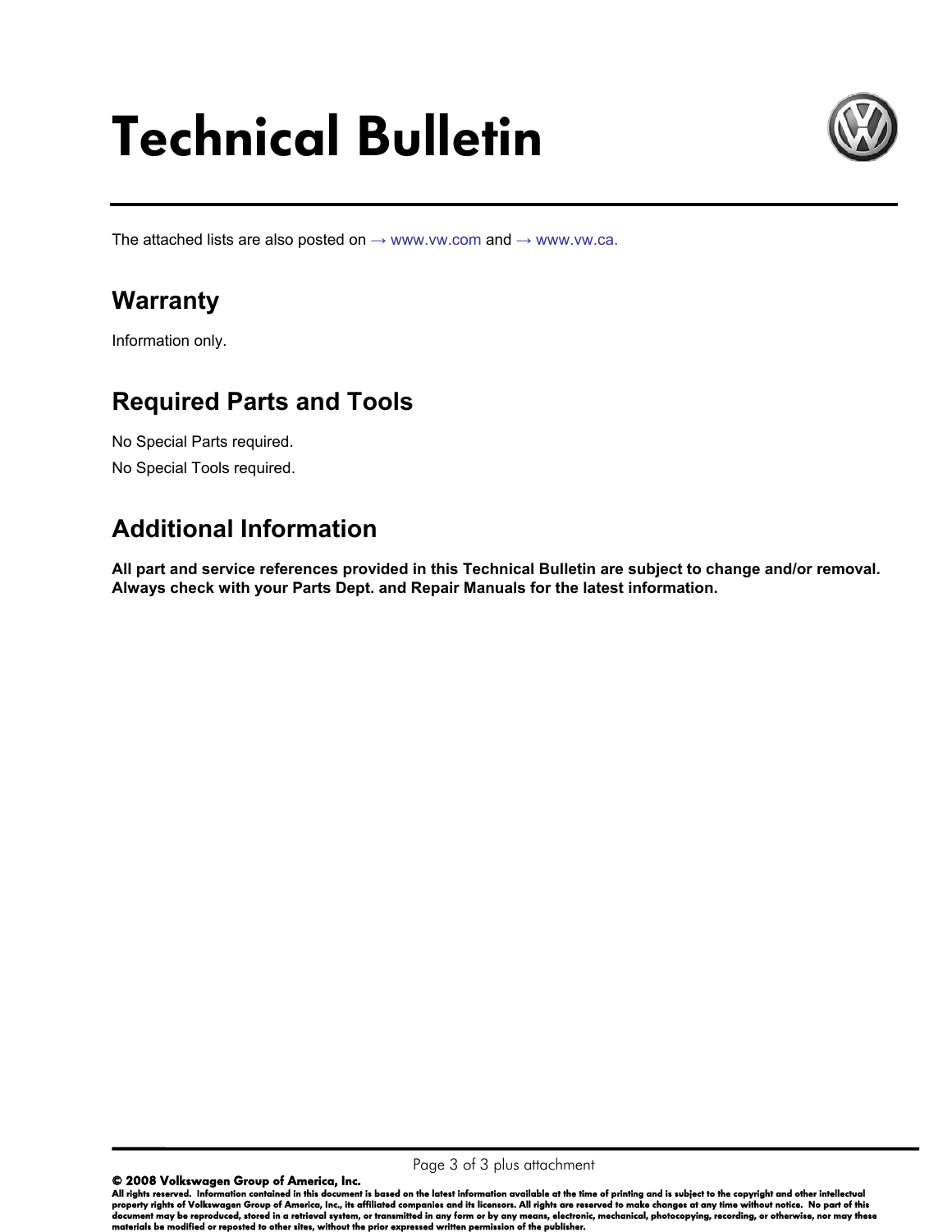# Technical Bulletin

The attached lists are also posted on → www.vw.com and → www.vw.ca.

## Warranty

Information only.

## Required Parts and Tools

No Special Parts required.

No Special Tools required.

## Additional Information

**All part and service references provided in this Technical Bulletin are subject to change and/or removal. Always check with your Parts Dept. and Repair Manuals for the latest information.**

**© 2008 Volkswagen Group of America, Inc.**

**All rights reserved. Information contained in this document is based on the latest information available at the time of printing and is subject to the copyright and other intellectual property rights of Volkswagen Group of America, Inc., its affiliated companies and its licensors. All rights are reserved to make changes at any time without notice. No part of this document may be reproduced, stored in a retrieval system, or transmitted in any form or by any means, electronic, mechanical, photocopying, recording, or otherwise, nor may these materials be modified or reposted to other sites, without the prior expressed written permission of the publisher.**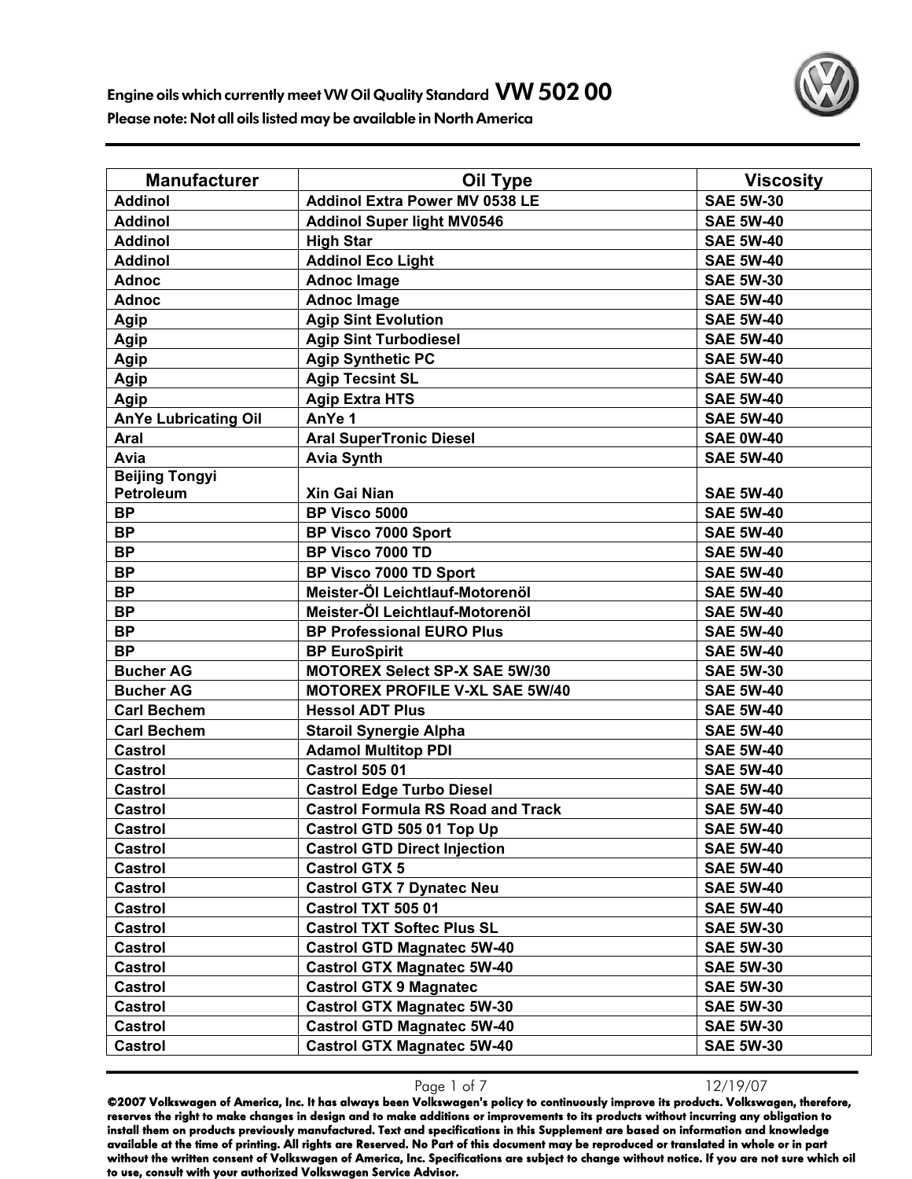# Engine oils which currently meet VW Oil Quality Standard VW 502 00

**Please note: Not all oils listed may be available in North America**

| Manufacturer | Oil Type | Viscosity |
|---|---|---|
| Addinol | Addinol Extra Power MV 0538 LE | SAE 5W-30 |
| Addinol | Addinol Super light MV0546 | SAE 5W-40 |
| Addinol | High Star | SAE 5W-40 |
| Addinol | Addinol Eco Light | SAE 5W-40 |
| Adnoc | Adnoc Image | SAE 5W-30 |
| Adnoc | Adnoc Image | SAE 5W-40 |
| Agip | Agip Sint Evolution | SAE 5W-40 |
| Agip | Agip Sint Turbodiesel | SAE 5W-40 |
| Agip | Agip Synthetic PC | SAE 5W-40 |
| Agip | Agip Tecsint SL | SAE 5W-40 |
| Agip | Agip Extra HTS | SAE 5W-40 |
| AnYe Lubricating Oil | AnYe 1 | SAE 5W-40 |
| Aral | Aral SuperTronic Diesel | SAE 0W-40 |
| Avia | Avia Synth | SAE 5W-40 |
| Beijing Tongyi Petroleum | Xin Gai Nian | SAE 5W-40 |
| BP | BP Visco 5000 | SAE 5W-40 |
| BP | BP Visco 7000 Sport | SAE 5W-40 |
| BP | BP Visco 7000 TD | SAE 5W-40 |
| BP | BP Visco 7000 TD Sport | SAE 5W-40 |
| BP | Meister-Öl Leichtlauf-Motorenöl | SAE 5W-40 |
| BP | Meister-Öl Leichtlauf-Motorenöl | SAE 5W-40 |
| BP | BP Professional EURO Plus | SAE 5W-40 |
| BP | BP EuroSpirit | SAE 5W-40 |
| Bucher AG | MOTOREX Select SP-X SAE 5W/30 | SAE 5W-30 |
| Bucher AG | MOTOREX PROFILE V-XL SAE 5W/40 | SAE 5W-40 |
| Carl Bechem | Hessol ADT Plus | SAE 5W-40 |
| Carl Bechem | Staroil Synergie Alpha | SAE 5W-40 |
| Castrol | Adamol Multitop PDI | SAE 5W-40 |
| Castrol | Castrol 505 01 | SAE 5W-40 |
| Castrol | Castrol Edge Turbo Diesel | SAE 5W-40 |
| Castrol | Castrol Formula RS Road and Track | SAE 5W-40 |
| Castrol | Castrol GTD 505 01 Top Up | SAE 5W-40 |
| Castrol | Castrol GTD Direct Injection | SAE 5W-40 |
| Castrol | Castrol GTX 5 | SAE 5W-40 |
| Castrol | Castrol GTX 7 Dynatec Neu | SAE 5W-40 |
| Castrol | Castrol TXT 505 01 | SAE 5W-40 |
| Castrol | Castrol TXT Softec Plus SL | SAE 5W-30 |
| Castrol | Castrol GTD Magnatec 5W-40 | SAE 5W-30 |
| Castrol | Castrol GTX Magnatec 5W-40 | SAE 5W-30 |
| Castrol | Castrol GTX 9 Magnatec | SAE 5W-30 |
| Castrol | Castrol GTX Magnatec 5W-30 | SAE 5W-30 |
| Castrol | Castrol GTD Magnatec 5W-40 | SAE 5W-30 |
| Castrol | Castrol GTX Magnatec 5W-40 | SAE 5W-30 |

12/19/07

**©2007 Volkswagen of America, Inc. It has always been Volkswagen's policy to continuously improve its products. Volkswagen, therefore, reserves the right to make changes in design and to make additions or improvements to its products without incurring any obligation to install them on products previously manufactured. Text and specifications in this Supplement are based on information and knowledge available at the time of printing. All rights are Reserved. No Part of this document may be reproduced or translated in whole or in part without the written consent of Volkswagen of America, Inc. Specifications are subject to change without notice. If you are not sure which oil to use, consult with your authorized Volkswagen Service Advisor.**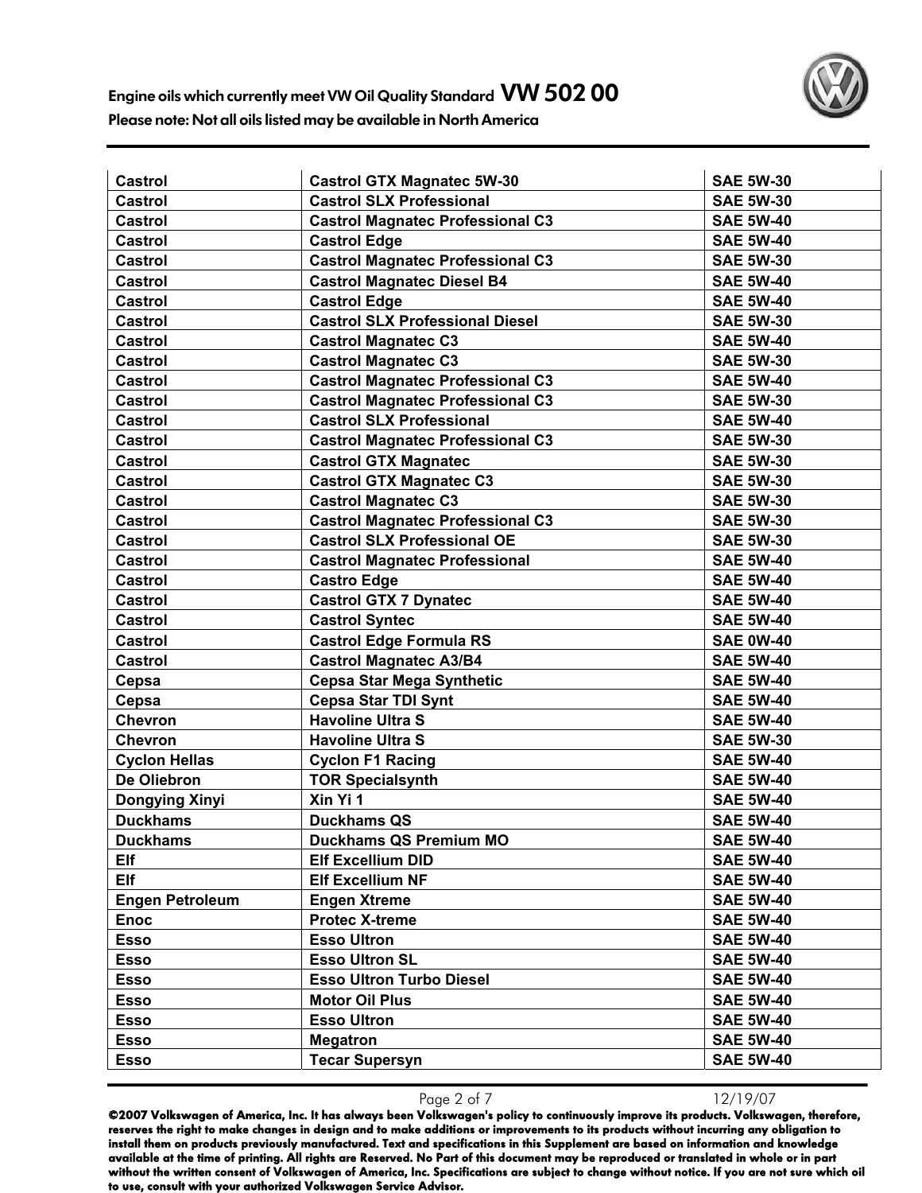| Castrol | Castrol GTX Magnatec 5W-30 | SAE 5W-30 |
|---|---|---|
| Castrol | Castrol SLX Professional | SAE 5W-30 |
| Castrol | Castrol Magnatec Professional C3 | SAE 5W-40 |
| Castrol | Castrol Edge | SAE 5W-40 |
| Castrol | Castrol Magnatec Professional C3 | SAE 5W-30 |
| Castrol | Castrol Magnatec Diesel B4 | SAE 5W-40 |
| Castrol | Castrol Edge | SAE 5W-40 |
| Castrol | Castrol SLX Professional Diesel | SAE 5W-30 |
| Castrol | Castrol Magnatec C3 | SAE 5W-40 |
| Castrol | Castrol Magnatec C3 | SAE 5W-30 |
| Castrol | Castrol Magnatec Professional C3 | SAE 5W-40 |
| Castrol | Castrol Magnatec Professional C3 | SAE 5W-30 |
| Castrol | Castrol SLX Professional | SAE 5W-40 |
| Castrol | Castrol Magnatec Professional C3 | SAE 5W-30 |
| Castrol | Castrol GTX Magnatec | SAE 5W-30 |
| Castrol | Castrol GTX Magnatec C3 | SAE 5W-30 |
| Castrol | Castrol Magnatec C3 | SAE 5W-30 |
| Castrol | Castrol Magnatec Professional C3 | SAE 5W-30 |
| Castrol | Castrol SLX Professional OE | SAE 5W-30 |
| Castrol | Castrol Magnatec Professional | SAE 5W-40 |
| Castrol | Castro Edge | SAE 5W-40 |
| Castrol | Castrol GTX 7 Dynatec | SAE 5W-40 |
| Castrol | Castrol Syntec | SAE 5W-40 |
| Castrol | Castrol Edge Formula RS | SAE 0W-40 |
| Castrol | Castrol Magnatec A3/B4 | SAE 5W-40 |
| Cepsa | Cepsa Star Mega Synthetic | SAE 5W-40 |
| Cepsa | Cepsa Star TDI Synt | SAE 5W-40 |
| Chevron | Havoline Ultra S | SAE 5W-40 |
| Chevron | Havoline Ultra S | SAE 5W-30 |
| Cyclon Hellas | Cyclon F1 Racing | SAE 5W-40 |
| De Oliebron | TOR Specialsynth | SAE 5W-40 |
| Dongying Xinyi | Xin Yi 1 | SAE 5W-40 |
| Duckhams | Duckhams QS | SAE 5W-40 |
| Duckhams | Duckhams QS Premium MO | SAE 5W-40 |
| Elf | Elf Excellium DID | SAE 5W-40 |
| Elf | Elf Excellium NF | SAE 5W-40 |
| Engen Petroleum | Engen Xtreme | SAE 5W-40 |
| Enoc | Protec X-treme | SAE 5W-40 |
| Esso | Esso Ultron | SAE 5W-40 |
| Esso | Esso Ultron SL | SAE 5W-40 |
| Esso | Esso Ultron Turbo Diesel | SAE 5W-40 |
| Esso | Motor Oil Plus | SAE 5W-40 |
| Esso | Esso Ultron | SAE 5W-40 |
| Esso | Megatron | SAE 5W-40 |
| Esso | Tecar Supersyn | SAE 5W-40 |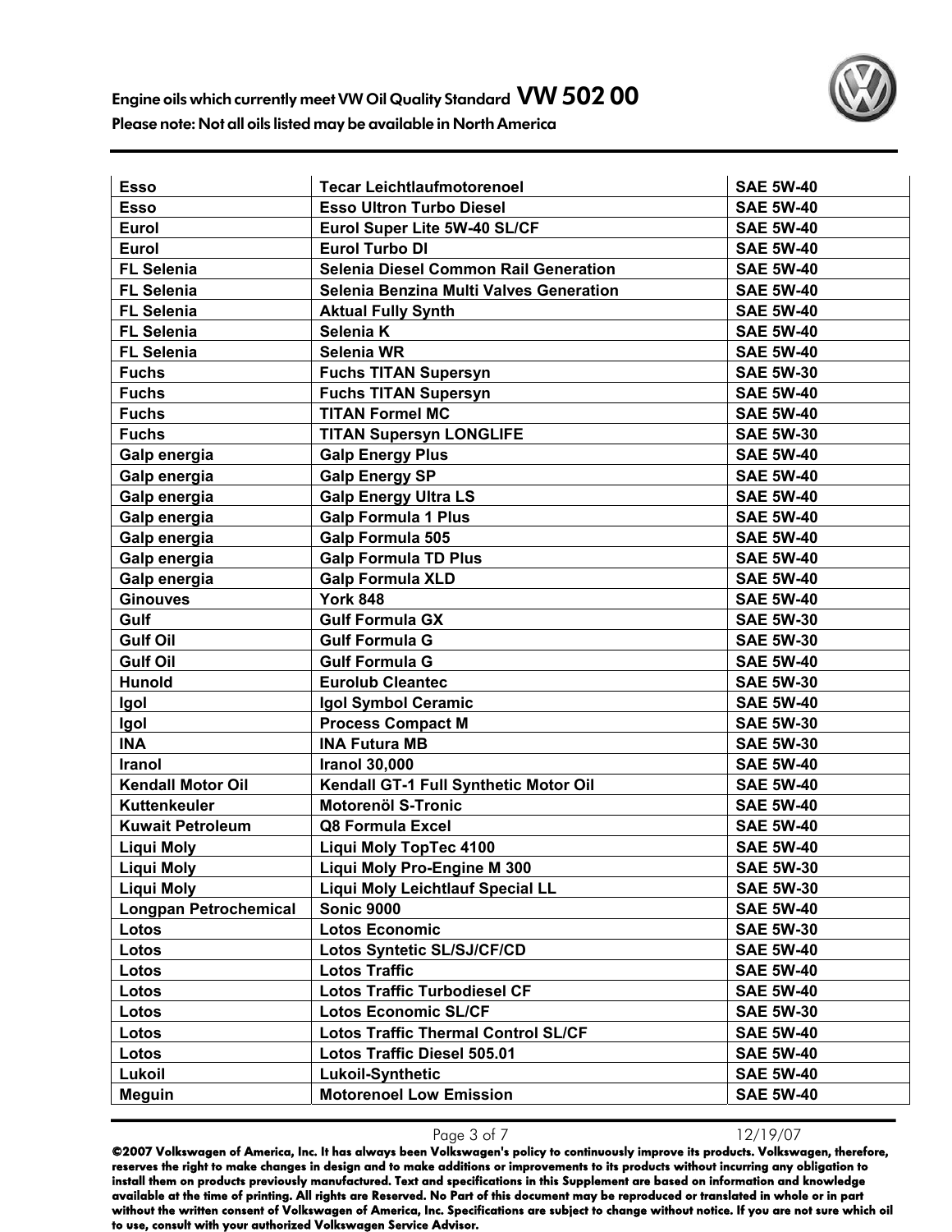| Esso | Tecar Leichtlaufmotorenoel | SAE 5W-40 |
|---|---|---|
| Esso | Esso Ultron Turbo Diesel | SAE 5W-40 |
| Eurol | Eurol Super Lite 5W-40 SL/CF | SAE 5W-40 |
| Eurol | Eurol Turbo DI | SAE 5W-40 |
| FL Selenia | Selenia Diesel Common Rail Generation | SAE 5W-40 |
| FL Selenia | Selenia Benzina Multi Valves Generation | SAE 5W-40 |
| FL Selenia | Aktual Fully Synth | SAE 5W-40 |
| FL Selenia | Selenia K | SAE 5W-40 |
| FL Selenia | Selenia WR | SAE 5W-40 |
| Fuchs | Fuchs TITAN Supersyn | SAE 5W-30 |
| Fuchs | Fuchs TITAN Supersyn | SAE 5W-40 |
| Fuchs | TITAN Formel MC | SAE 5W-40 |
| Fuchs | TITAN Supersyn LONGLIFE | SAE 5W-30 |
| Galp energia | Galp Energy Plus | SAE 5W-40 |
| Galp energia | Galp Energy SP | SAE 5W-40 |
| Galp energia | Galp Energy Ultra LS | SAE 5W-40 |
| Galp energia | Galp Formula 1 Plus | SAE 5W-40 |
| Galp energia | Galp Formula 505 | SAE 5W-40 |
| Galp energia | Galp Formula TD Plus | SAE 5W-40 |
| Galp energia | Galp Formula XLD | SAE 5W-40 |
| Ginouves | York 848 | SAE 5W-40 |
| Gulf | Gulf Formula GX | SAE 5W-30 |
| Gulf Oil | Gulf Formula G | SAE 5W-30 |
| Gulf Oil | Gulf Formula G | SAE 5W-40 |
| Hunold | Eurolub Cleantec | SAE 5W-30 |
| Igol | Igol Symbol Ceramic | SAE 5W-40 |
| Igol | Process Compact M | SAE 5W-30 |
| INA | INA Futura MB | SAE 5W-30 |
| Iranol | Iranol 30,000 | SAE 5W-40 |
| Kendall Motor Oil | Kendall GT-1 Full Synthetic Motor Oil | SAE 5W-40 |
| Kuttenkeuler | Motorenöl S-Tronic | SAE 5W-40 |
| Kuwait Petroleum | Q8 Formula Excel | SAE 5W-40 |
| Liqui Moly | Liqui Moly TopTec 4100 | SAE 5W-40 |
| Liqui Moly | Liqui Moly Pro-Engine M 300 | SAE 5W-30 |
| Liqui Moly | Liqui Moly Leichtlauf Special LL | SAE 5W-30 |
| Longpan Petrochemical | Sonic 9000 | SAE 5W-40 |
| Lotos | Lotos Economic | SAE 5W-30 |
| Lotos | Lotos Syntetic SL/SJ/CF/CD | SAE 5W-40 |
| Lotos | Lotos Traffic | SAE 5W-40 |
| Lotos | Lotos Traffic Turbodiesel CF | SAE 5W-40 |
| Lotos | Lotos Economic SL/CF | SAE 5W-30 |
| Lotos | Lotos Traffic Thermal Control SL/CF | SAE 5W-40 |
| Lotos | Lotos Traffic Diesel 505.01 | SAE 5W-40 |
| Lukoil | Lukoil-Synthetic | SAE 5W-40 |
| Meguin | Motorenoel Low Emission | SAE 5W-40 |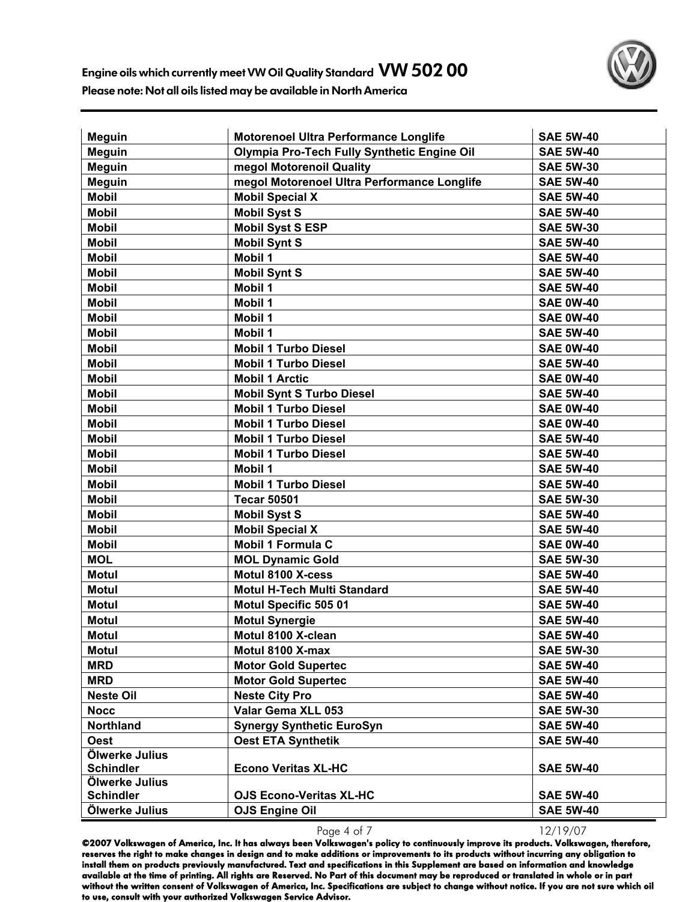# Engine oils which currently meet VW Oil Quality Standard VW 502 00

Please note: Not all oils listed may be available in North America

| | | |
|---|---|---|
| **Meguin** | **Motorenoel Ultra Performance Longlife** | **SAE 5W-40** |
| **Meguin** | **Olympia Pro-Tech Fully Synthetic Engine Oil** | **SAE 5W-40** |
| **Meguin** | **megol Motorenoil Quality** | **SAE 5W-30** |
| **Meguin** | **megol Motorenoel Ultra Performance Longlife** | **SAE 5W-40** |
| **Mobil** | **Mobil Special X** | **SAE 5W-40** |
| **Mobil** | **Mobil Syst S** | **SAE 5W-40** |
| **Mobil** | **Mobil Syst S ESP** | **SAE 5W-30** |
| **Mobil** | **Mobil Synt S** | **SAE 5W-40** |
| **Mobil** | **Mobil 1** | **SAE 5W-40** |
| **Mobil** | **Mobil Synt S** | **SAE 5W-40** |
| **Mobil** | **Mobil 1** | **SAE 5W-40** |
| **Mobil** | **Mobil 1** | **SAE 0W-40** |
| **Mobil** | **Mobil 1** | **SAE 0W-40** |
| **Mobil** | **Mobil 1** | **SAE 5W-40** |
| **Mobil** | **Mobil 1 Turbo Diesel** | **SAE 0W-40** |
| **Mobil** | **Mobil 1 Turbo Diesel** | **SAE 5W-40** |
| **Mobil** | **Mobil 1 Arctic** | **SAE 0W-40** |
| **Mobil** | **Mobil Synt S Turbo Diesel** | **SAE 5W-40** |
| **Mobil** | **Mobil 1 Turbo Diesel** | **SAE 0W-40** |
| **Mobil** | **Mobil 1 Turbo Diesel** | **SAE 0W-40** |
| **Mobil** | **Mobil 1 Turbo Diesel** | **SAE 5W-40** |
| **Mobil** | **Mobil 1 Turbo Diesel** | **SAE 5W-40** |
| **Mobil** | **Mobil 1** | **SAE 5W-40** |
| **Mobil** | **Mobil 1 Turbo Diesel** | **SAE 5W-40** |
| **Mobil** | **Tecar 50501** | **SAE 5W-30** |
| **Mobil** | **Mobil Syst S** | **SAE 5W-40** |
| **Mobil** | **Mobil Special X** | **SAE 5W-40** |
| **Mobil** | **Mobil 1 Formula C** | **SAE 0W-40** |
| **MOL** | **MOL Dynamic Gold** | **SAE 5W-30** |
| **Motul** | **Motul 8100 X-cess** | **SAE 5W-40** |
| **Motul** | **Motul H-Tech Multi Standard** | **SAE 5W-40** |
| **Motul** | **Motul Specific 505 01** | **SAE 5W-40** |
| **Motul** | **Motul Synergie** | **SAE 5W-40** |
| **Motul** | **Motul 8100 X-clean** | **SAE 5W-40** |
| **Motul** | **Motul 8100 X-max** | **SAE 5W-30** |
| **MRD** | **Motor Gold Supertec** | **SAE 5W-40** |
| **MRD** | **Motor Gold Supertec** | **SAE 5W-40** |
| **Neste Oil** | **Neste City Pro** | **SAE 5W-40** |
| **Nocc** | **Valar Gema XLL 053** | **SAE 5W-30** |
| **Northland** | **Synergy Synthetic EuroSyn** | **SAE 5W-40** |
| **Oest** | **Oest ETA Synthetik** | **SAE 5W-40** |
| **Ölwerke Julius Schindler** | **Econo Veritas XL-HC** | **SAE 5W-40** |
| **Ölwerke Julius Schindler** | **OJS Econo-Veritas XL-HC** | **SAE 5W-40** |
| **Ölwerke Julius** | **OJS Engine Oil** | **SAE 5W-40** |

**©2007 Volkswagen of America, Inc. It has always been Volkswagen's policy to continuously improve its products. Volkswagen, therefore, reserves the right to make changes in design and to make additions or improvements to its products without incurring any obligation to install them on products previously manufactured. Text and specifications in this Supplement are based on information and knowledge available at the time of printing. All rights are Reserved. No Part of this document may be reproduced or translated in whole or in part without the written consent of Volkswagen of America, Inc. Specifications are subject to change without notice. If you are not sure which oil to use, consult with your authorized Volkswagen Service Advisor.**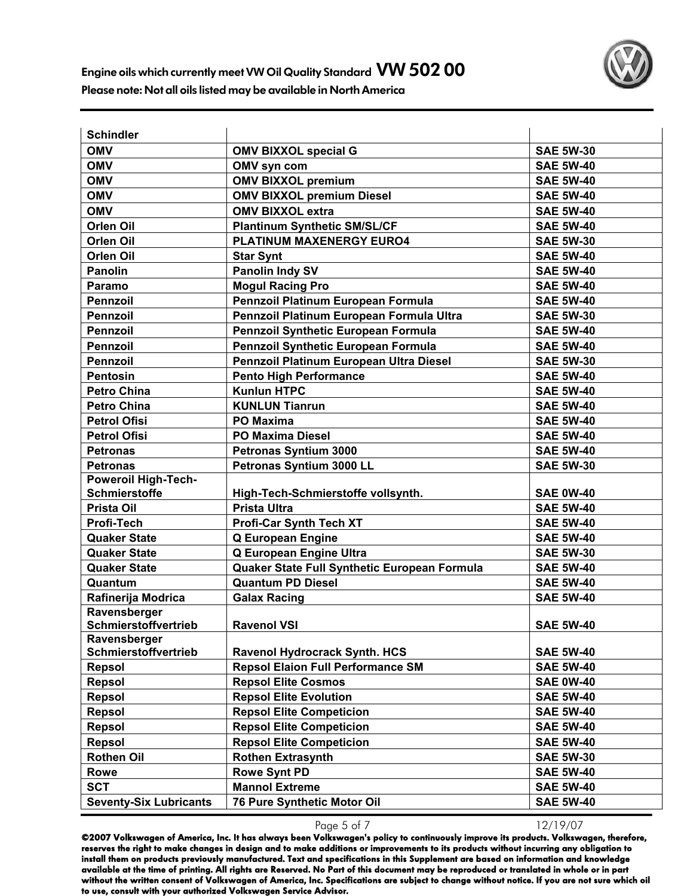# Engine oils which currently meet VW Oil Quality Standard VW 502 00

**Please note: Not all oils listed may be available in North America**

| | | |
|---|---|---|
| **Schindler** | | |
| **OMV** | **OMV BIXXOL special G** | **SAE 5W-30** |
| **OMV** | **OMV syn com** | **SAE 5W-40** |
| **OMV** | **OMV BIXXOL premium** | **SAE 5W-40** |
| **OMV** | **OMV BIXXOL premium Diesel** | **SAE 5W-40** |
| **OMV** | **OMV BIXXOL extra** | **SAE 5W-40** |
| **Orlen Oil** | **Plantinum Synthetic SM/SL/CF** | **SAE 5W-40** |
| **Orlen Oil** | **PLATINUM MAXENERGY EURO4** | **SAE 5W-30** |
| **Orlen Oil** | **Star Synt** | **SAE 5W-40** |
| **Panolin** | **Panolin Indy SV** | **SAE 5W-40** |
| **Paramo** | **Mogul Racing Pro** | **SAE 5W-40** |
| **Pennzoil** | **Pennzoil Platinum European Formula** | **SAE 5W-40** |
| **Pennzoil** | **Pennzoil Platinum European Formula Ultra** | **SAE 5W-30** |
| **Pennzoil** | **Pennzoil Synthetic European Formula** | **SAE 5W-40** |
| **Pennzoil** | **Pennzoil Synthetic European Formula** | **SAE 5W-40** |
| **Pennzoil** | **Pennzoil Platinum European Ultra Diesel** | **SAE 5W-30** |
| **Pentosin** | **Pento High Performance** | **SAE 5W-40** |
| **Petro China** | **Kunlun HTPC** | **SAE 5W-40** |
| **Petro China** | **KUNLUN Tianrun** | **SAE 5W-40** |
| **Petrol Ofisi** | **PO Maxima** | **SAE 5W-40** |
| **Petrol Ofisi** | **PO Maxima Diesel** | **SAE 5W-40** |
| **Petronas** | **Petronas Syntium 3000** | **SAE 5W-40** |
| **Petronas** | **Petronas Syntium 3000 LL** | **SAE 5W-30** |
| **Poweroil High-Tech-Schmierstoffe** | **High-Tech-Schmierstoffe vollsynth.** | **SAE 0W-40** |
| **Prista Oil** | **Prista Ultra** | **SAE 5W-40** |
| **Profi-Tech** | **Profi-Car Synth Tech XT** | **SAE 5W-40** |
| **Quaker State** | **Q European Engine** | **SAE 5W-40** |
| **Quaker State** | **Q European Engine Ultra** | **SAE 5W-30** |
| **Quaker State** | **Quaker State Full Synthetic European Formula** | **SAE 5W-40** |
| **Quantum** | **Quantum PD Diesel** | **SAE 5W-40** |
| **Rafinerija Modrica** | **Galax Racing** | **SAE 5W-40** |
| **Ravensberger Schmierstoffvertrieb** | **Ravenol VSI** | **SAE 5W-40** |
| **Ravensberger Schmierstoffvertrieb** | **Ravenol Hydrocrack Synth. HCS** | **SAE 5W-40** |
| **Repsol** | **Repsol Elaion Full Performance SM** | **SAE 5W-40** |
| **Repsol** | **Repsol Elite Cosmos** | **SAE 0W-40** |
| **Repsol** | **Repsol Elite Evolution** | **SAE 5W-40** |
| **Repsol** | **Repsol Elite Competicion** | **SAE 5W-40** |
| **Repsol** | **Repsol Elite Competicion** | **SAE 5W-40** |
| **Repsol** | **Repsol Elite Competicion** | **SAE 5W-40** |
| **Rothen Oil** | **Rothen Extrasynth** | **SAE 5W-30** |
| **Rowe** | **Rowe Synt PD** | **SAE 5W-40** |
| **SCT** | **Mannol Extreme** | **SAE 5W-40** |
| **Seventy-Six Lubricants** | **76 Pure Synthetic Motor Oil** | **SAE 5W-40** |

12/19/07

**©2007 Volkswagen of America, Inc. It has always been Volkswagen's policy to continuously improve its products. Volkswagen, therefore, reserves the right to make changes in design and to make additions or improvements to its products without incurring any obligation to install them on products previously manufactured. Text and specifications in this Supplement are based on information and knowledge available at the time of printing. All rights are Reserved. No Part of this document may be reproduced or translated in whole or in part without the written consent of Volkswagen of America, Inc. Specifications are subject to change without notice. If you are not sure which oil to use, consult with your authorized Volkswagen Service Advisor.**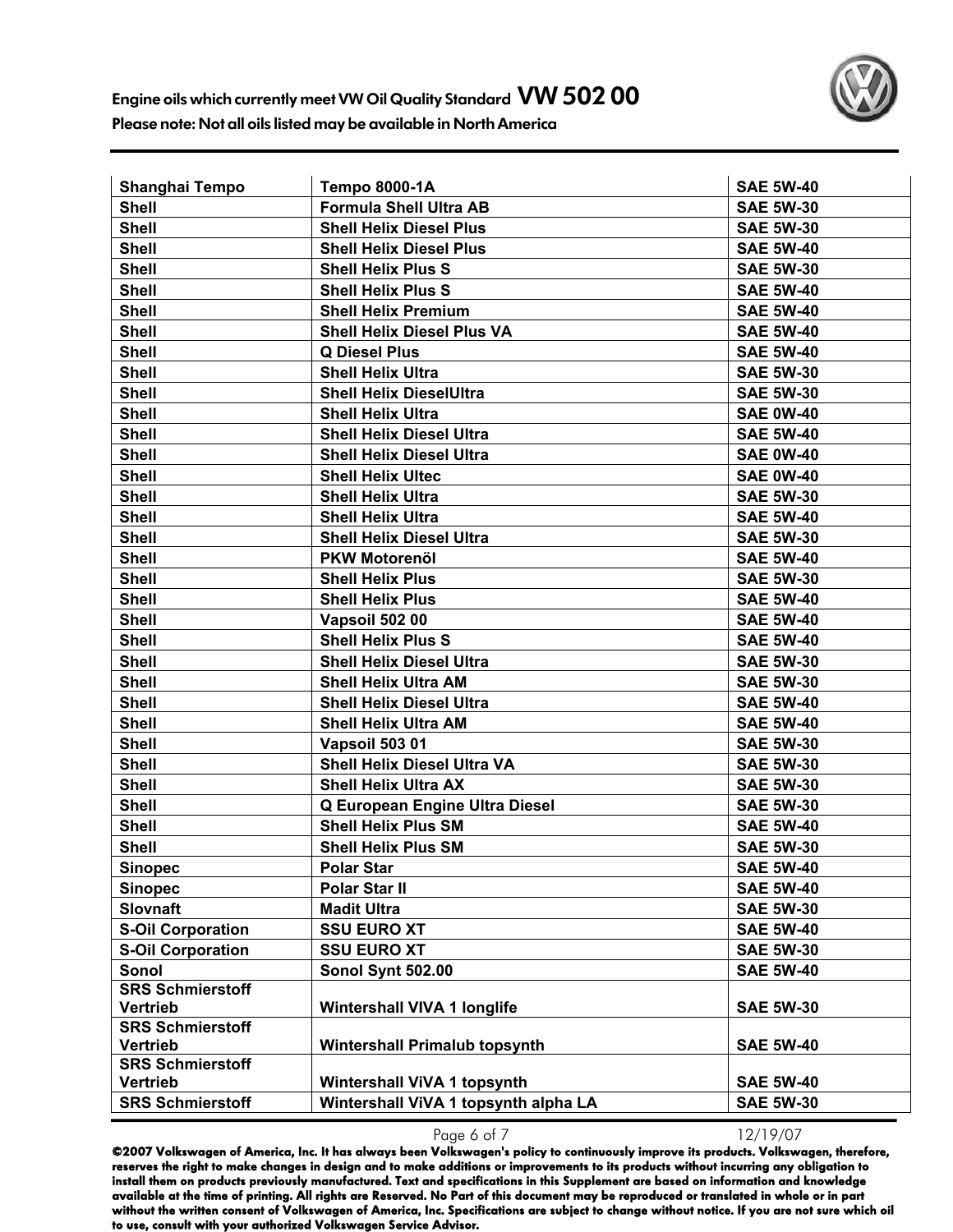| Shanghai Tempo | Tempo 8000-1A | SAE 5W-40 |
|---|---|---|
| Shell | Formula Shell Ultra AB | SAE 5W-30 |
| Shell | Shell Helix Diesel Plus | SAE 5W-30 |
| Shell | Shell Helix Diesel Plus | SAE 5W-40 |
| Shell | Shell Helix Plus S | SAE 5W-30 |
| Shell | Shell Helix Plus S | SAE 5W-40 |
| Shell | Shell Helix Premium | SAE 5W-40 |
| Shell | Shell Helix Diesel Plus VA | SAE 5W-40 |
| Shell | Q Diesel Plus | SAE 5W-40 |
| Shell | Shell Helix Ultra | SAE 5W-30 |
| Shell | Shell Helix DieselUltra | SAE 5W-30 |
| Shell | Shell Helix Ultra | SAE 0W-40 |
| Shell | Shell Helix Diesel Ultra | SAE 5W-40 |
| Shell | Shell Helix Diesel Ultra | SAE 0W-40 |
| Shell | Shell Helix Ultec | SAE 0W-40 |
| Shell | Shell Helix Ultra | SAE 5W-30 |
| Shell | Shell Helix Ultra | SAE 5W-40 |
| Shell | Shell Helix Diesel Ultra | SAE 5W-30 |
| Shell | PKW Motorenöl | SAE 5W-40 |
| Shell | Shell Helix Plus | SAE 5W-30 |
| Shell | Shell Helix Plus | SAE 5W-40 |
| Shell | Vapsoil 502 00 | SAE 5W-40 |
| Shell | Shell Helix Plus S | SAE 5W-40 |
| Shell | Shell Helix Diesel Ultra | SAE 5W-30 |
| Shell | Shell Helix Ultra AM | SAE 5W-30 |
| Shell | Shell Helix Diesel Ultra | SAE 5W-40 |
| Shell | Shell Helix Ultra AM | SAE 5W-40 |
| Shell | Vapsoil 503 01 | SAE 5W-30 |
| Shell | Shell Helix Diesel Ultra VA | SAE 5W-30 |
| Shell | Shell Helix Ultra AX | SAE 5W-30 |
| Shell | Q European Engine Ultra Diesel | SAE 5W-30 |
| Shell | Shell Helix Plus SM | SAE 5W-40 |
| Shell | Shell Helix Plus SM | SAE 5W-30 |
| Sinopec | Polar Star | SAE 5W-40 |
| Sinopec | Polar Star II | SAE 5W-40 |
| Slovnaft | Madit Ultra | SAE 5W-30 |
| S-Oil Corporation | SSU EURO XT | SAE 5W-40 |
| S-Oil Corporation | SSU EURO XT | SAE 5W-30 |
| Sonol | Sonol Synt 502.00 | SAE 5W-40 |
| SRS Schmierstoff Vertrieb | Wintershall VIVA 1 longlife | SAE 5W-30 |
| SRS Schmierstoff Vertrieb | Wintershall Primalub topsynth | SAE 5W-40 |
| SRS Schmierstoff Vertrieb | Wintershall ViVA 1 topsynth | SAE 5W-40 |
| SRS Schmierstoff | Wintershall ViVA 1 topsynth alpha LA | SAE 5W-30 |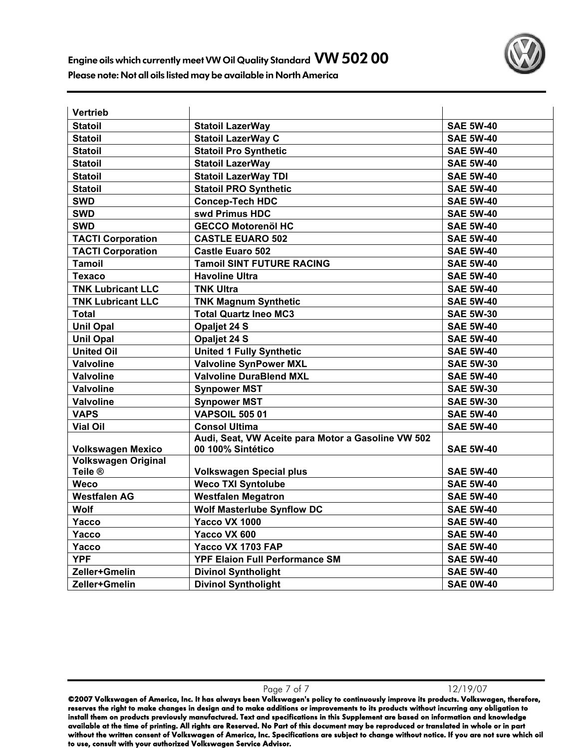| | | |
|---|---|---|
| Vertrieb | | |
| Statoil | Statoil LazerWay | SAE 5W-40 |
| Statoil | Statoil LazerWay C | SAE 5W-40 |
| Statoil | Statoil Pro Synthetic | SAE 5W-40 |
| Statoil | Statoil LazerWay | SAE 5W-40 |
| Statoil | Statoil LazerWay TDI | SAE 5W-40 |
| Statoil | Statoil PRO Synthetic | SAE 5W-40 |
| SWD | Concep-Tech HDC | SAE 5W-40 |
| SWD | swd Primus HDC | SAE 5W-40 |
| SWD | GECCO Motorenöl HC | SAE 5W-40 |
| TACTI Corporation | CASTLE EUARO 502 | SAE 5W-40 |
| TACTI Corporation | Castle Euaro 502 | SAE 5W-40 |
| Tamoil | Tamoil SINT FUTURE RACING | SAE 5W-40 |
| Texaco | Havoline Ultra | SAE 5W-40 |
| TNK Lubricant LLC | TNK Ultra | SAE 5W-40 |
| TNK Lubricant LLC | TNK Magnum Synthetic | SAE 5W-40 |
| Total | Total Quartz Ineo MC3 | SAE 5W-30 |
| Unil Opal | Opaljet 24 S | SAE 5W-40 |
| Unil Opal | Opaljet 24 S | SAE 5W-40 |
| United Oil | United 1 Fully Synthetic | SAE 5W-40 |
| Valvoline | Valvoline SynPower MXL | SAE 5W-30 |
| Valvoline | Valvoline DuraBlend MXL | SAE 5W-40 |
| Valvoline | Synpower MST | SAE 5W-30 |
| Valvoline | Synpower MST | SAE 5W-30 |
| VAPS | VAPSOIL 505 01 | SAE 5W-40 |
| Vial Oil | Consol Ultima | SAE 5W-40 |
| Volkswagen Mexico | Audi, Seat, VW Aceite para Motor a Gasoline VW 502 00 100% Sintético | SAE 5W-40 |
| Volkswagen Original Teile ® | Volkswagen Special plus | SAE 5W-40 |
| Weco | Weco TXI Syntolube | SAE 5W-40 |
| Westfalen AG | Westfalen Megatron | SAE 5W-40 |
| Wolf | Wolf Masterlube Synflow DC | SAE 5W-40 |
| Yacco | Yacco VX 1000 | SAE 5W-40 |
| Yacco | Yacco VX 600 | SAE 5W-40 |
| Yacco | Yacco VX 1703 FAP | SAE 5W-40 |
| YPF | YPF Elaion Full Performance SM | SAE 5W-40 |
| Zeller+Gmelin | Divinol Syntholight | SAE 5W-40 |
| Zeller+Gmelin | Divinol Syntholight | SAE 0W-40 |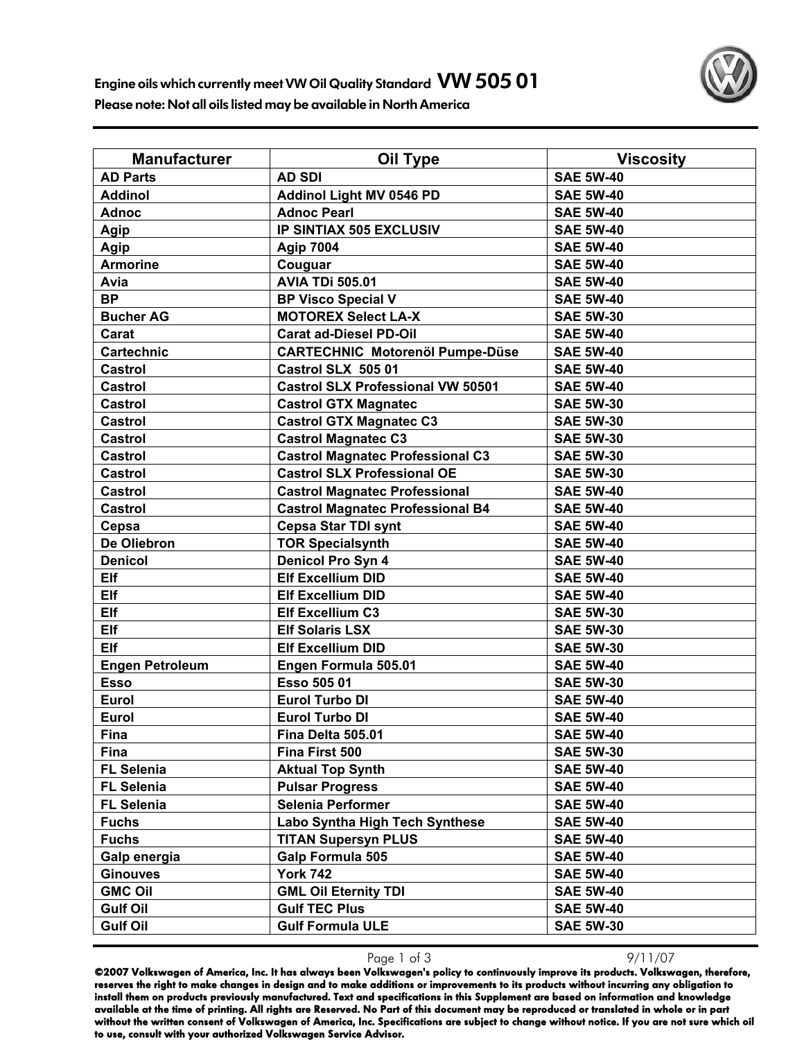**Engine oils which currently meet VW Oil Quality Standard VW 505 01**

**Please note: Not all oils listed may be available in North America**

| Manufacturer | Oil Type | Viscosity |
|---|---|---|
| AD Parts | AD SDI | SAE 5W-40 |
| Addinol | Addinol Light MV 0546 PD | SAE 5W-40 |
| Adnoc | Adnoc Pearl | SAE 5W-40 |
| Agip | IP SINTIAX 505 EXCLUSIV | SAE 5W-40 |
| Agip | Agip 7004 | SAE 5W-40 |
| Armorine | Couguar | SAE 5W-40 |
| Avia | AVIA TDi 505.01 | SAE 5W-40 |
| BP | BP Visco Special V | SAE 5W-40 |
| Bucher AG | MOTOREX Select LA-X | SAE 5W-30 |
| Carat | Carat ad-Diesel PD-Oil | SAE 5W-40 |
| Cartechnic | CARTECHNIC Motorenöl Pumpe-Düse | SAE 5W-40 |
| Castrol | Castrol SLX 505 01 | SAE 5W-40 |
| Castrol | Castrol SLX Professional VW 50501 | SAE 5W-40 |
| Castrol | Castrol GTX Magnatec | SAE 5W-30 |
| Castrol | Castrol GTX Magnatec C3 | SAE 5W-30 |
| Castrol | Castrol Magnatec C3 | SAE 5W-30 |
| Castrol | Castrol Magnatec Professional C3 | SAE 5W-30 |
| Castrol | Castrol SLX Professional OE | SAE 5W-30 |
| Castrol | Castrol Magnatec Professional | SAE 5W-40 |
| Castrol | Castrol Magnatec Professional B4 | SAE 5W-40 |
| Cepsa | Cepsa Star TDI synt | SAE 5W-40 |
| De Oliebron | TOR Specialsynth | SAE 5W-40 |
| Denicol | Denicol Pro Syn 4 | SAE 5W-40 |
| Elf | Elf Excellium DID | SAE 5W-40 |
| Elf | Elf Excellium DID | SAE 5W-40 |
| Elf | Elf Excellium C3 | SAE 5W-30 |
| Elf | Elf Solaris LSX | SAE 5W-30 |
| Elf | Elf Excellium DID | SAE 5W-30 |
| Engen Petroleum | Engen Formula 505.01 | SAE 5W-40 |
| Esso | Esso 505 01 | SAE 5W-30 |
| Eurol | Eurol Turbo DI | SAE 5W-40 |
| Eurol | Eurol Turbo DI | SAE 5W-40 |
| Fina | Fina Delta 505.01 | SAE 5W-40 |
| Fina | Fina First 500 | SAE 5W-30 |
| FL Selenia | Aktual Top Synth | SAE 5W-40 |
| FL Selenia | Pulsar Progress | SAE 5W-40 |
| FL Selenia | Selenia Performer | SAE 5W-40 |
| Fuchs | Labo Syntha High Tech Synthese | SAE 5W-40 |
| Fuchs | TITAN Supersyn PLUS | SAE 5W-40 |
| Galp energia | Galp Formula 505 | SAE 5W-40 |
| Ginouves | York 742 | SAE 5W-40 |
| GMC Oil | GML Oil Eternity TDI | SAE 5W-40 |
| Gulf Oil | Gulf TEC Plus | SAE 5W-40 |
| Gulf Oil | Gulf Formula ULE | SAE 5W-30 |

9/11/07

**©2007 Volkswagen of America, Inc. It has always been Volkswagen's policy to continuously improve its products. Volkswagen, therefore, reserves the right to make changes in design and to make additions or improvements to its products without incurring any obligation to install them on products previously manufactured. Text and specifications in this Supplement are based on information and knowledge available at the time of printing. All rights are Reserved. No Part of this document may be reproduced or translated in whole or in part without the written consent of Volkswagen of America, Inc. Specifications are subject to change without notice. If you are not sure which oil to use, consult with your authorized Volkswagen Service Advisor.**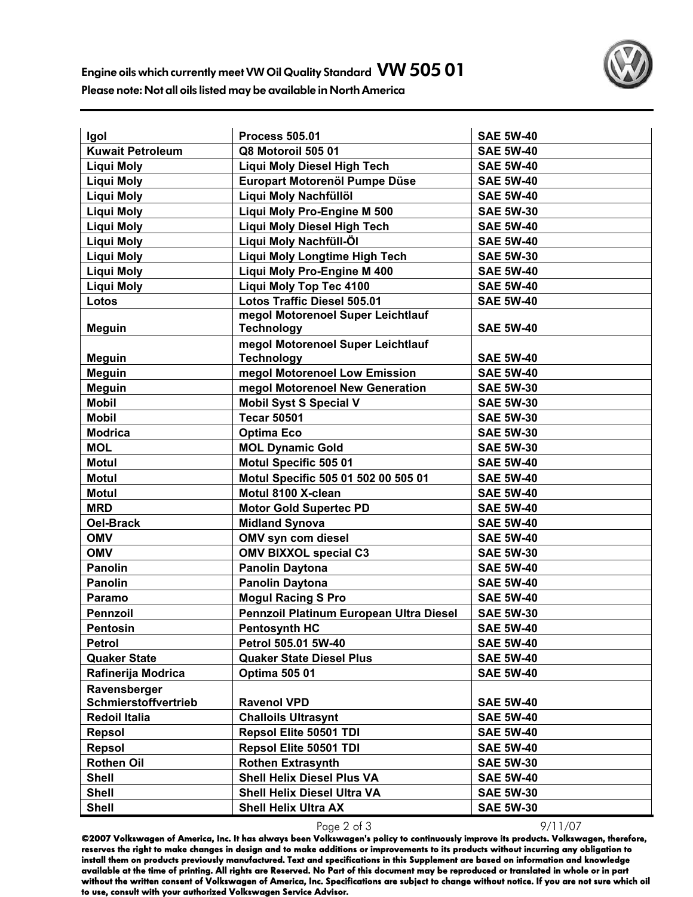# Engine oils which currently meet VW Oil Quality Standard VW 505 01

**Please note: Not all oils listed may be available in North America**

| | | |
|---|---|---|
| Igol | Process 505.01 | SAE 5W-40 |
| Kuwait Petroleum | Q8 Motoroil 505 01 | SAE 5W-40 |
| Liqui Moly | Liqui Moly Diesel High Tech | SAE 5W-40 |
| Liqui Moly | Europart Motorenöl Pumpe Düse | SAE 5W-40 |
| Liqui Moly | Liqui Moly Nachfüllöl | SAE 5W-40 |
| Liqui Moly | Liqui Moly Pro-Engine M 500 | SAE 5W-30 |
| Liqui Moly | Liqui Moly Diesel High Tech | SAE 5W-40 |
| Liqui Moly | Liqui Moly Nachfüll-Öl | SAE 5W-40 |
| Liqui Moly | Liqui Moly Longtime High Tech | SAE 5W-30 |
| Liqui Moly | Liqui Moly Pro-Engine M 400 | SAE 5W-40 |
| Liqui Moly | Liqui Moly Top Tec 4100 | SAE 5W-40 |
| Lotos | Lotos Traffic Diesel 505.01 | SAE 5W-40 |
| Meguin | megol Motorenoel Super Leichtlauf Technology | SAE 5W-40 |
| Meguin | megol Motorenoel Super Leichtlauf Technology | SAE 5W-40 |
| Meguin | megol Motorenoel Low Emission | SAE 5W-40 |
| Meguin | megol Motorenoel New Generation | SAE 5W-30 |
| Mobil | Mobil Syst S Special V | SAE 5W-30 |
| Mobil | Tecar 50501 | SAE 5W-30 |
| Modrica | Optima Eco | SAE 5W-30 |
| MOL | MOL Dynamic Gold | SAE 5W-30 |
| Motul | Motul Specific 505 01 | SAE 5W-40 |
| Motul | Motul Specific 505 01 502 00 505 01 | SAE 5W-40 |
| Motul | Motul 8100 X-clean | SAE 5W-40 |
| MRD | Motor Gold Supertec PD | SAE 5W-40 |
| Oel-Brack | Midland Synova | SAE 5W-40 |
| OMV | OMV syn com diesel | SAE 5W-40 |
| OMV | OMV BIXXOL special C3 | SAE 5W-30 |
| Panolin | Panolin Daytona | SAE 5W-40 |
| Panolin | Panolin Daytona | SAE 5W-40 |
| Paramo | Mogul Racing S Pro | SAE 5W-40 |
| Pennzoil | Pennzoil Platinum European Ultra Diesel | SAE 5W-30 |
| Pentosin | Pentosynth HC | SAE 5W-40 |
| Petrol | Petrol 505.01 5W-40 | SAE 5W-40 |
| Quaker State | Quaker State Diesel Plus | SAE 5W-40 |
| Rafinerija Modrica | Optima 505 01 | SAE 5W-40 |
| Ravensberger Schmierstoffvertrieb | Ravenol VPD | SAE 5W-40 |
| Redoil Italia | Challoils Ultrasynt | SAE 5W-40 |
| Repsol | Repsol Elite 50501 TDI | SAE 5W-40 |
| Repsol | Repsol Elite 50501 TDI | SAE 5W-40 |
| Rothen Oil | Rothen Extrasynth | SAE 5W-30 |
| Shell | Shell Helix Diesel Plus VA | SAE 5W-40 |
| Shell | Shell Helix Diesel Ultra VA | SAE 5W-30 |
| Shell | Shell Helix Ultra AX | SAE 5W-30 |

9/11/07

**©2007 Volkswagen of America, Inc. It has always been Volkswagen's policy to continuously improve its products. Volkswagen, therefore, reserves the right to make changes in design and to make additions or improvements to its products without incurring any obligation to install them on products previously manufactured. Text and specifications in this Supplement are based on information and knowledge available at the time of printing. All rights are Reserved. No Part of this document may be reproduced or translated in whole or in part without the written consent of Volkswagen of America, Inc. Specifications are subject to change without notice. If you are not sure which oil to use, consult with your authorized Volkswagen Service Advisor.**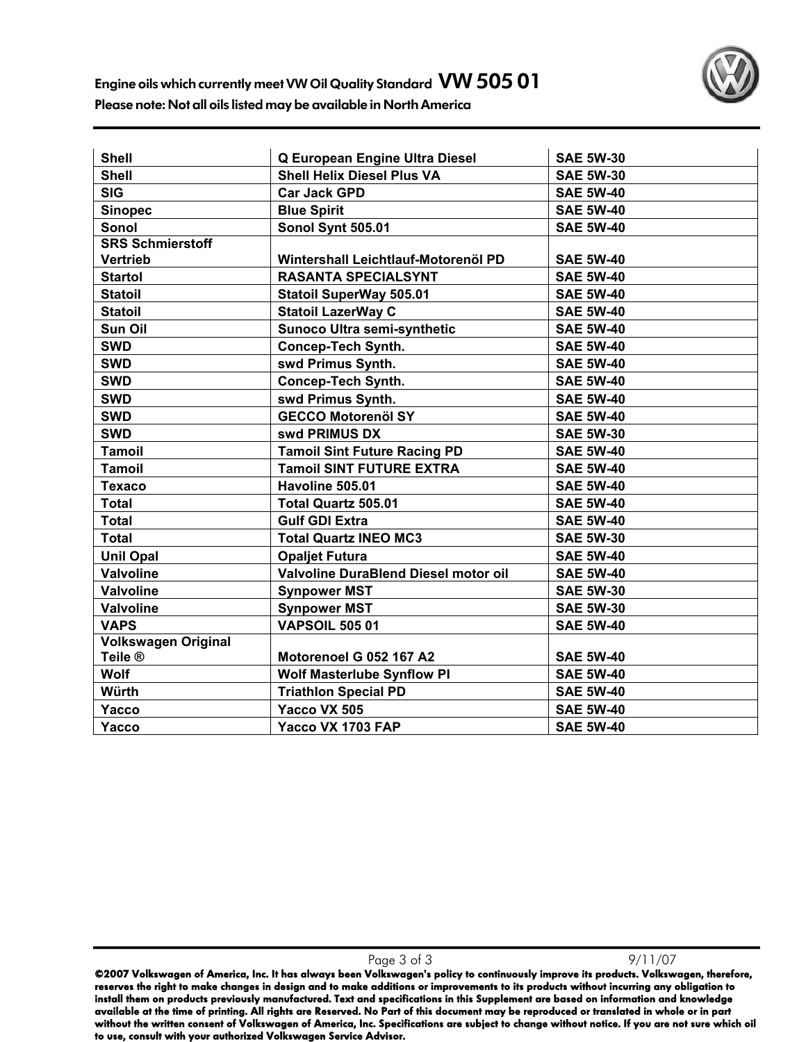## Engine oils which currently meet VW Oil Quality Standard VW 505 01

**Please note: Not all oils listed may be available in North America**

| | | |
|---|---|---|
| **Shell** | **Q European Engine Ultra Diesel** | **SAE 5W-30** |
| **Shell** | **Shell Helix Diesel Plus VA** | **SAE 5W-30** |
| **SIG** | **Car Jack GPD** | **SAE 5W-40** |
| **Sinopec** | **Blue Spirit** | **SAE 5W-40** |
| **Sonol** | **Sonol Synt 505.01** | **SAE 5W-40** |
| **SRS Schmierstoff Vertrieb** | **Wintershall Leichtlauf-Motorenöl PD** | **SAE 5W-40** |
| **Startol** | **RASANTA SPECIALSYNT** | **SAE 5W-40** |
| **Statoil** | **Statoil SuperWay 505.01** | **SAE 5W-40** |
| **Statoil** | **Statoil LazerWay C** | **SAE 5W-40** |
| **Sun Oil** | **Sunoco Ultra semi-synthetic** | **SAE 5W-40** |
| **SWD** | **Concep-Tech Synth.** | **SAE 5W-40** |
| **SWD** | **swd Primus Synth.** | **SAE 5W-40** |
| **SWD** | **Concep-Tech Synth.** | **SAE 5W-40** |
| **SWD** | **swd Primus Synth.** | **SAE 5W-40** |
| **SWD** | **GECCO Motorenöl SY** | **SAE 5W-40** |
| **SWD** | **swd PRIMUS DX** | **SAE 5W-30** |
| **Tamoil** | **Tamoil Sint Future Racing PD** | **SAE 5W-40** |
| **Tamoil** | **Tamoil SINT FUTURE EXTRA** | **SAE 5W-40** |
| **Texaco** | **Havoline 505.01** | **SAE 5W-40** |
| **Total** | **Total Quartz 505.01** | **SAE 5W-40** |
| **Total** | **Gulf GDI Extra** | **SAE 5W-40** |
| **Total** | **Total Quartz INEO MC3** | **SAE 5W-30** |
| **Unil Opal** | **Opaljet Futura** | **SAE 5W-40** |
| **Valvoline** | **Valvoline DuraBlend Diesel motor oil** | **SAE 5W-40** |
| **Valvoline** | **Synpower MST** | **SAE 5W-30** |
| **Valvoline** | **Synpower MST** | **SAE 5W-30** |
| **VAPS** | **VAPSOIL 505 01** | **SAE 5W-40** |
| **Volkswagen Original Teile ®** | **Motorenoel G 052 167 A2** | **SAE 5W-40** |
| **Wolf** | **Wolf Masterlube Synflow PI** | **SAE 5W-40** |
| **Würth** | **Triathlon Special PD** | **SAE 5W-40** |
| **Yacco** | **Yacco VX 505** | **SAE 5W-40** |
| **Yacco** | **Yacco VX 1703 FAP** | **SAE 5W-40** |

9/11/07

**©2007 Volkswagen of America, Inc. It has always been Volkswagen's policy to continuously improve its products. Volkswagen, therefore, reserves the right to make changes in design and to make additions or improvements to its products without incurring any obligation to install them on products previously manufactured. Text and specifications in this Supplement are based on information and knowledge available at the time of printing. All rights are Reserved. No Part of this document may be reproduced or translated in whole or in part without the written consent of Volkswagen of America, Inc. Specifications are subject to change without notice. If you are not sure which oil to use, consult with your authorized Volkswagen Service Advisor.**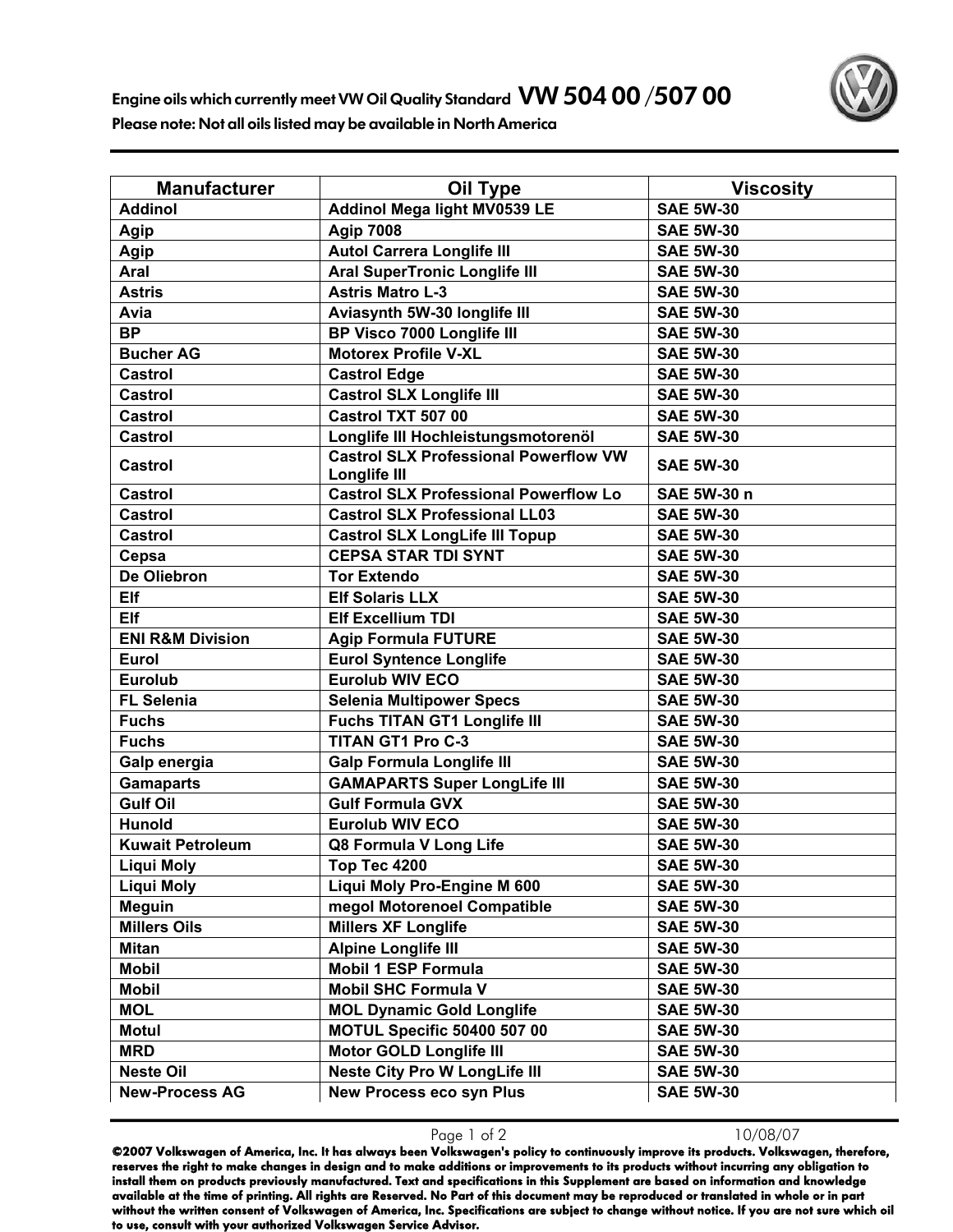Engine oils which currently meet VW Oil Quality Standard **VW 504 00 / 507 00**

**Please note: Not all oils listed may be available in North America**

| Manufacturer | Oil Type | Viscosity |
|---|---|---|
| Addinol | Addinol Mega light MV0539 LE | SAE 5W-30 |
| Agip | Agip 7008 | SAE 5W-30 |
| Agip | Autol Carrera Longlife III | SAE 5W-30 |
| Aral | Aral SuperTronic Longlife III | SAE 5W-30 |
| Astris | Astris Matro L-3 | SAE 5W-30 |
| Avia | Aviasynth 5W-30 longlife III | SAE 5W-30 |
| BP | BP Visco 7000 Longlife III | SAE 5W-30 |
| Bucher AG | Motorex Profile V-XL | SAE 5W-30 |
| Castrol | Castrol Edge | SAE 5W-30 |
| Castrol | Castrol SLX Longlife III | SAE 5W-30 |
| Castrol | Castrol TXT 507 00 | SAE 5W-30 |
| Castrol | Longlife III Hochleistungsmotorenöl | SAE 5W-30 |
| Castrol | Castrol SLX Professional Powerflow VW Longlife III | SAE 5W-30 |
| Castrol | Castrol SLX Professional Powerflow Lo | SAE 5W-30 n |
| Castrol | Castrol SLX Professional LL03 | SAE 5W-30 |
| Castrol | Castrol SLX LongLife III Topup | SAE 5W-30 |
| Cepsa | CEPSA STAR TDI SYNT | SAE 5W-30 |
| De Oliebron | Tor Extendo | SAE 5W-30 |
| Elf | Elf Solaris LLX | SAE 5W-30 |
| Elf | Elf Excellium TDI | SAE 5W-30 |
| ENI R&M Division | Agip Formula FUTURE | SAE 5W-30 |
| Eurol | Eurol Syntence Longlife | SAE 5W-30 |
| Eurolub | Eurolub WIV ECO | SAE 5W-30 |
| FL Selenia | Selenia Multipower Specs | SAE 5W-30 |
| Fuchs | Fuchs TITAN GT1 Longlife III | SAE 5W-30 |
| Fuchs | TITAN GT1 Pro C-3 | SAE 5W-30 |
| Galp energia | Galp Formula Longlife III | SAE 5W-30 |
| Gamaparts | GAMAPARTS Super LongLife III | SAE 5W-30 |
| Gulf Oil | Gulf Formula GVX | SAE 5W-30 |
| Hunold | Eurolub WIV ECO | SAE 5W-30 |
| Kuwait Petroleum | Q8 Formula V Long Life | SAE 5W-30 |
| Liqui Moly | Top Tec 4200 | SAE 5W-30 |
| Liqui Moly | Liqui Moly Pro-Engine M 600 | SAE 5W-30 |
| Meguin | megol Motorenoel Compatible | SAE 5W-30 |
| Millers Oils | Millers XF Longlife | SAE 5W-30 |
| Mitan | Alpine Longlife III | SAE 5W-30 |
| Mobil | Mobil 1 ESP Formula | SAE 5W-30 |
| Mobil | Mobil SHC Formula V | SAE 5W-30 |
| MOL | MOL Dynamic Gold Longlife | SAE 5W-30 |
| Motul | MOTUL Specific 50400 507 00 | SAE 5W-30 |
| MRD | Motor GOLD Longlife III | SAE 5W-30 |
| Neste Oil | Neste City Pro W LongLife III | SAE 5W-30 |
| New-Process AG | New Process eco syn Plus | SAE 5W-30 |

10/08/07

**©2007 Volkswagen of America, Inc. It has always been Volkswagen's policy to continuously improve its products. Volkswagen, therefore, reserves the right to make changes in design and to make additions or improvements to its products without incurring any obligation to install them on products previously manufactured. Text and specifications in this Supplement are based on information and knowledge available at the time of printing. All rights are Reserved. No Part of this document may be reproduced or translated in whole or in part without the written consent of Volkswagen of America, Inc. Specifications are subject to change without notice. If you are not sure which oil to use, consult with your authorized Volkswagen Service Advisor.**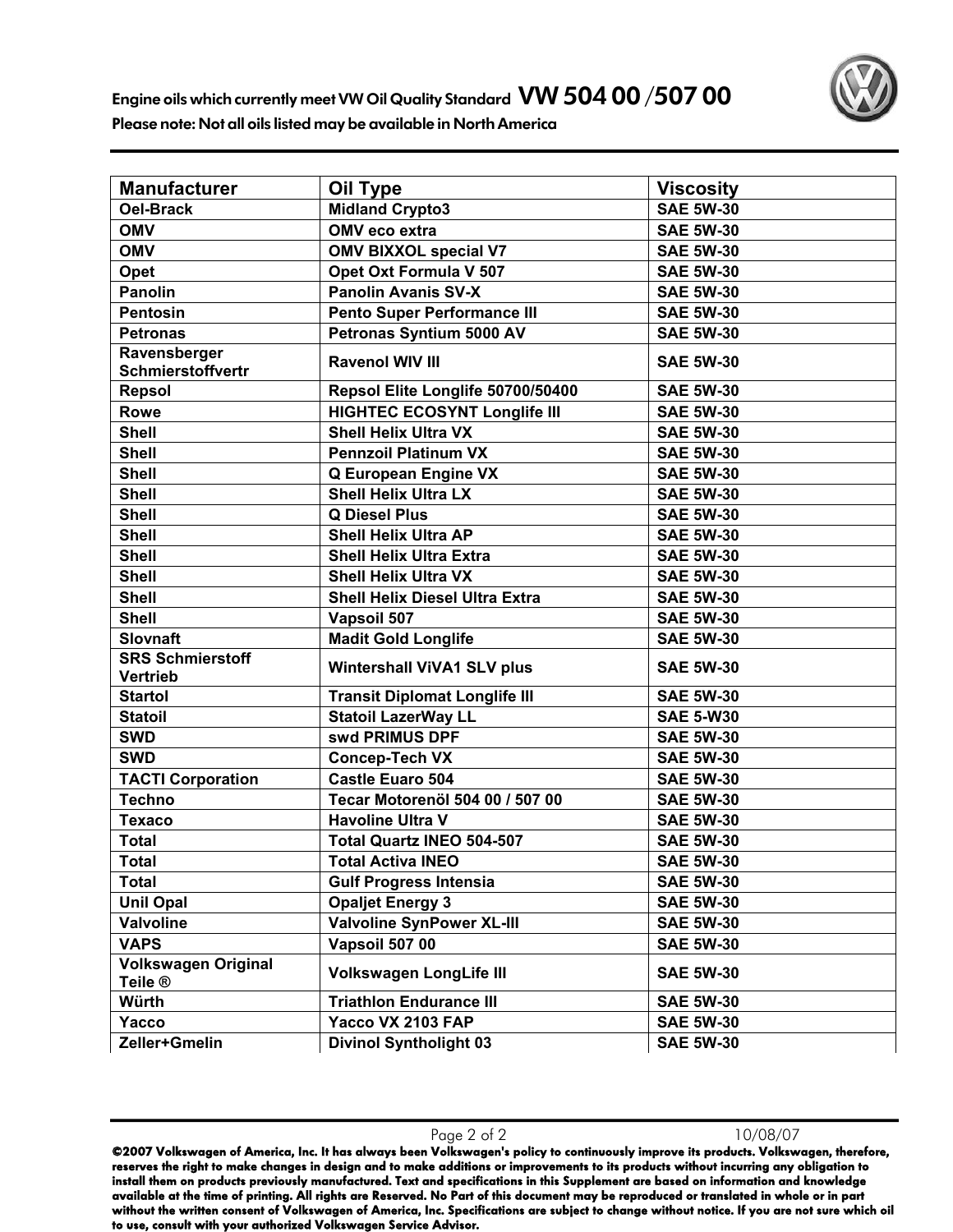Engine oils which currently meet VW Oil Quality Standard **VW 504 00 / 507 00**

**Please note: Not all oils listed may be available in North America**

| Manufacturer | Oil Type | Viscosity |
|---|---|---|
| Oel-Brack | Midland Crypto3 | SAE 5W-30 |
| OMV | OMV eco extra | SAE 5W-30 |
| OMV | OMV BIXXOL special V7 | SAE 5W-30 |
| Opet | Opet Oxt Formula V 507 | SAE 5W-30 |
| Panolin | Panolin Avanis SV-X | SAE 5W-30 |
| Pentosin | Pento Super Performance III | SAE 5W-30 |
| Petronas | Petronas Syntium 5000 AV | SAE 5W-30 |
| Ravensberger Schmierstoffvertr | Ravenol WIV III | SAE 5W-30 |
| Repsol | Repsol Elite Longlife 50700/50400 | SAE 5W-30 |
| Rowe | HIGHTEC ECOSYNT Longlife III | SAE 5W-30 |
| Shell | Shell Helix Ultra VX | SAE 5W-30 |
| Shell | Pennzoil Platinum VX | SAE 5W-30 |
| Shell | Q European Engine VX | SAE 5W-30 |
| Shell | Shell Helix Ultra LX | SAE 5W-30 |
| Shell | Q Diesel Plus | SAE 5W-30 |
| Shell | Shell Helix Ultra AP | SAE 5W-30 |
| Shell | Shell Helix Ultra Extra | SAE 5W-30 |
| Shell | Shell Helix Ultra VX | SAE 5W-30 |
| Shell | Shell Helix Diesel Ultra Extra | SAE 5W-30 |
| Shell | Vapsoil 507 | SAE 5W-30 |
| Slovnaft | Madit Gold Longlife | SAE 5W-30 |
| SRS Schmierstoff Vertrieb | Wintershall ViVA1 SLV plus | SAE 5W-30 |
| Startol | Transit Diplomat Longlife III | SAE 5W-30 |
| Statoil | Statoil LazerWay LL | SAE 5-W30 |
| SWD | swd PRIMUS DPF | SAE 5W-30 |
| SWD | Concep-Tech VX | SAE 5W-30 |
| TACTI Corporation | Castle Euaro 504 | SAE 5W-30 |
| Techno | Tecar Motorenöl 504 00 / 507 00 | SAE 5W-30 |
| Texaco | Havoline Ultra V | SAE 5W-30 |
| Total | Total Quartz INEO 504-507 | SAE 5W-30 |
| Total | Total Activa INEO | SAE 5W-30 |
| Total | Gulf Progress Intensia | SAE 5W-30 |
| Unil Opal | Opaljet Energy 3 | SAE 5W-30 |
| Valvoline | Valvoline SynPower XL-III | SAE 5W-30 |
| VAPS | Vapsoil 507 00 | SAE 5W-30 |
| Volkswagen Original Teile ® | Volkswagen LongLife III | SAE 5W-30 |
| Würth | Triathlon Endurance III | SAE 5W-30 |
| Yacco | Yacco VX 2103 FAP | SAE 5W-30 |
| Zeller+Gmelin | Divinol Syntholight 03 | SAE 5W-30 |

10/08/07

**©2007 Volkswagen of America, Inc. It has always been Volkswagen's policy to continuously improve its products. Volkswagen, therefore, reserves the right to make changes in design and to make additions or improvements to its products without incurring any obligation to install them on products previously manufactured. Text and specifications in this Supplement are based on information and knowledge available at the time of printing. All rights are Reserved. No Part of this document may be reproduced or translated in whole or in part without the written consent of Volkswagen of America, Inc. Specifications are subject to change without notice. If you are not sure which oil to use, consult with your authorized Volkswagen Service Advisor.**